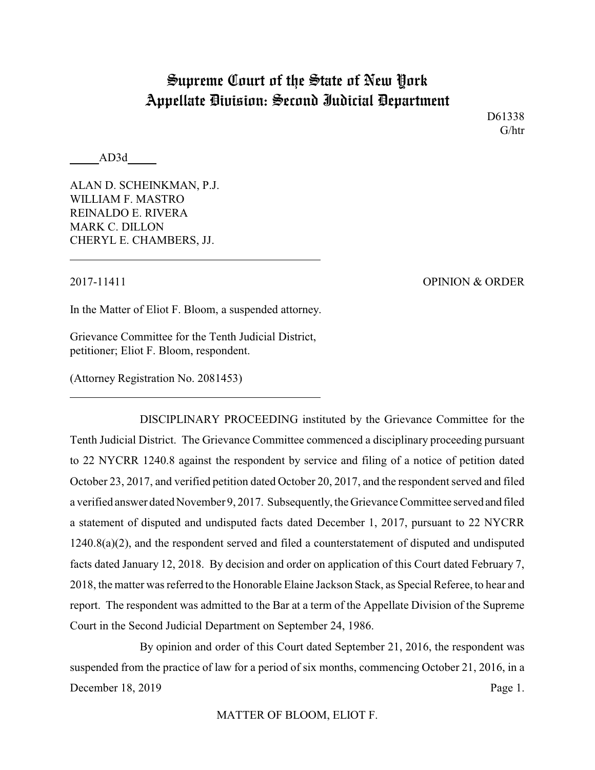# Supreme Court of the State of New York
## Appellate Division: Second Judicial Department

D61338
G/htr

_____AD3d_____

ALAN D. SCHEINKMAN, P.J.
WILLIAM F. MASTRO
REINALDO E. RIVERA
MARK C. DILLON
CHERYL E. CHAMBERS, JJ.

---

2017-11411 OPINION & ORDER

In the Matter of Eliot F. Bloom, a suspended attorney.

Grievance Committee for the Tenth Judicial District, petitioner; Eliot F. Bloom, respondent.

(Attorney Registration No. 2081453)

---

DISCIPLINARY PROCEEDING instituted by the Grievance Committee for the Tenth Judicial District. The Grievance Committee commenced a disciplinary proceeding pursuant to 22 NYCRR 1240.8 against the respondent by service and filing of a notice of petition dated October 23, 2017, and verified petition dated October 20, 2017, and the respondent served and filed a verified answer dated November 9, 2017. Subsequently, the Grievance Committee served and filed a statement of disputed and undisputed facts dated December 1, 2017, pursuant to 22 NYCRR 1240.8(a)(2), and the respondent served and filed a counterstatement of disputed and undisputed facts dated January 12, 2018. By decision and order on application of this Court dated February 7, 2018, the matter was referred to the Honorable Elaine Jackson Stack, as Special Referee, to hear and report. The respondent was admitted to the Bar at a term of the Appellate Division of the Supreme Court in the Second Judicial Department on September 24, 1986.

By opinion and order of this Court dated September 21, 2016, the respondent was suspended from the practice of law for a period of six months, commencing October 21, 2016, in a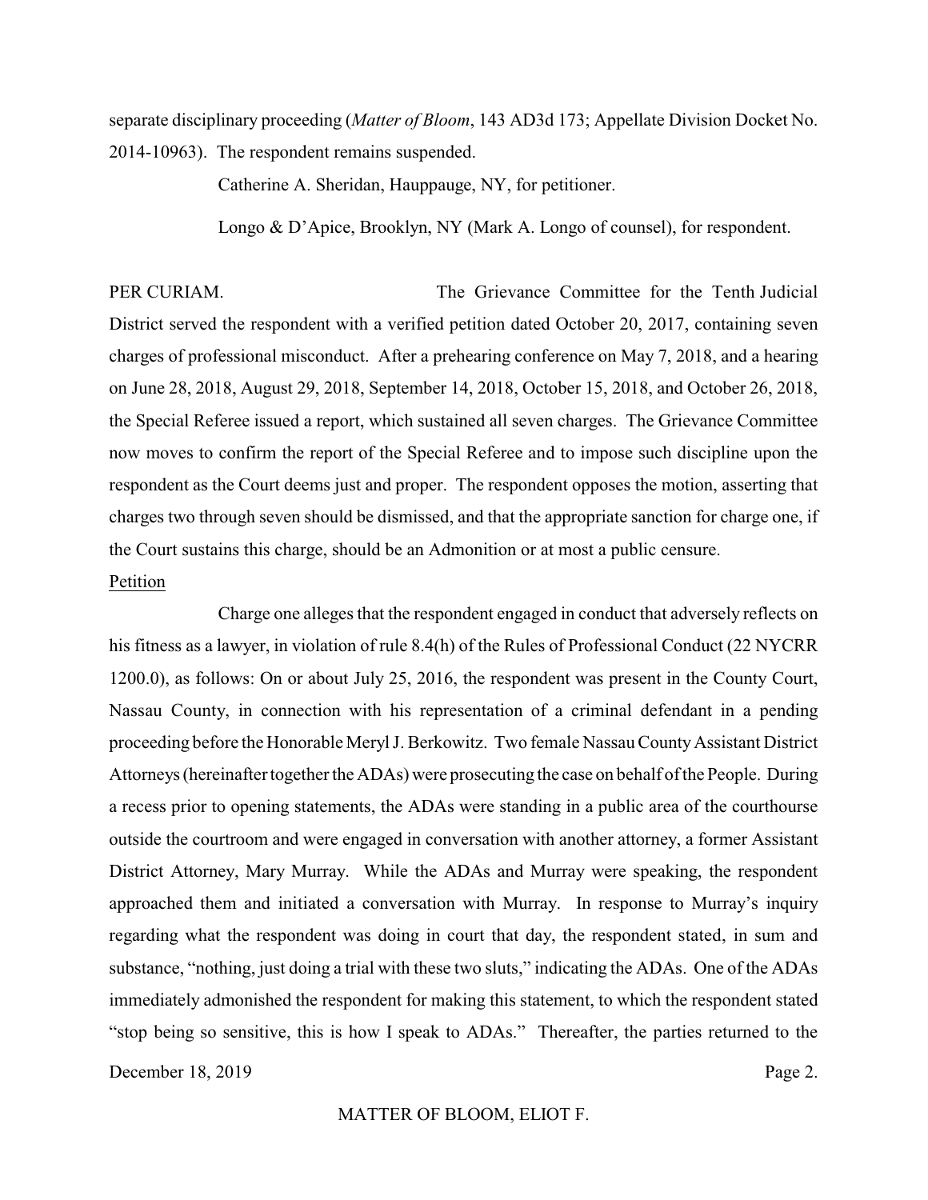separate disciplinary proceeding (*Matter of Bloom*, 143 AD3d 173; Appellate Division Docket No. 2014-10963). The respondent remains suspended.

Catherine A. Sheridan, Hauppauge, NY, for petitioner.

Longo & D'Apice, Brooklyn, NY (Mark A. Longo of counsel), for respondent.

PER CURIAM. The Grievance Committee for the Tenth Judicial District served the respondent with a verified petition dated October 20, 2017, containing seven charges of professional misconduct. After a prehearing conference on May 7, 2018, and a hearing on June 28, 2018, August 29, 2018, September 14, 2018, October 15, 2018, and October 26, 2018, the Special Referee issued a report, which sustained all seven charges. The Grievance Committee now moves to confirm the report of the Special Referee and to impose such discipline upon the respondent as the Court deems just and proper. The respondent opposes the motion, asserting that charges two through seven should be dismissed, and that the appropriate sanction for charge one, if the Court sustains this charge, should be an Admonition or at most a public censure.

<u>Petition</u>

Charge one alleges that the respondent engaged in conduct that adversely reflects on his fitness as a lawyer, in violation of rule 8.4(h) of the Rules of Professional Conduct (22 NYCRR 1200.0), as follows: On or about July 25, 2016, the respondent was present in the County Court, Nassau County, in connection with his representation of a criminal defendant in a pending proceeding before the Honorable Meryl J. Berkowitz. Two female Nassau County Assistant District Attorneys (hereinafter together the ADAs) were prosecuting the case on behalf of the People. During a recess prior to opening statements, the ADAs were standing in a public area of the courthouse outside the courtroom and were engaged in conversation with another attorney, a former Assistant District Attorney, Mary Murray. While the ADAs and Murray were speaking, the respondent approached them and initiated a conversation with Murray. In response to Murray's inquiry regarding what the respondent was doing in court that day, the respondent stated, in sum and substance, "nothing, just doing a trial with these two sluts," indicating the ADAs. One of the ADAs immediately admonished the respondent for making this statement, to which the respondent stated "stop being so sensitive, this is how I speak to ADAs." Thereafter, the parties returned to the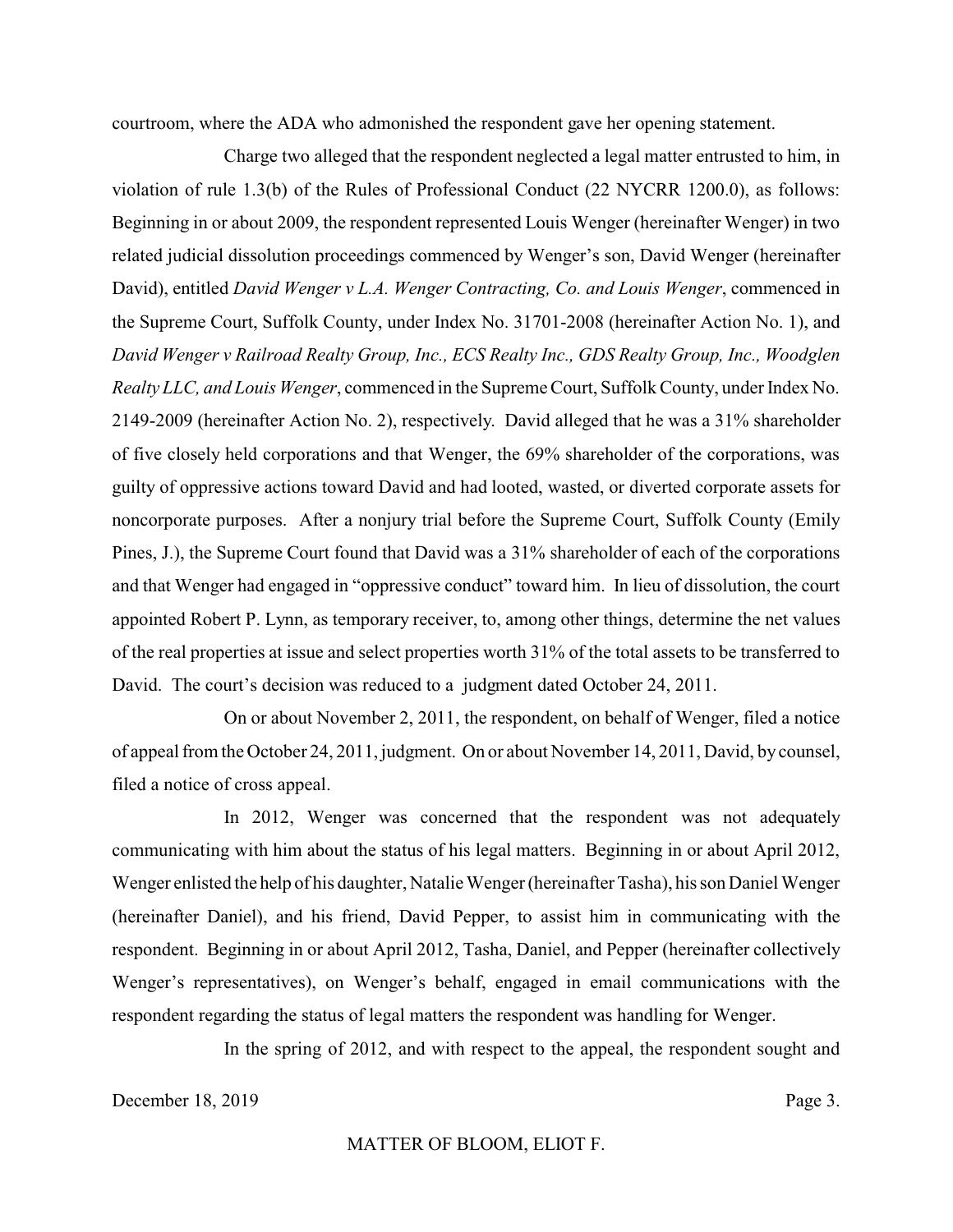courtroom, where the ADA who admonished the respondent gave her opening statement.

Charge two alleged that the respondent neglected a legal matter entrusted to him, in violation of rule 1.3(b) of the Rules of Professional Conduct (22 NYCRR 1200.0), as follows: Beginning in or about 2009, the respondent represented Louis Wenger (hereinafter Wenger) in two related judicial dissolution proceedings commenced by Wenger's son, David Wenger (hereinafter David), entitled *David Wenger v L.A. Wenger Contracting, Co. and Louis Wenger*, commenced in the Supreme Court, Suffolk County, under Index No. 31701-2008 (hereinafter Action No. 1), and *David Wenger v Railroad Realty Group, Inc., ECS Realty Inc., GDS Realty Group, Inc., Woodglen Realty LLC, and Louis Wenger*, commenced in the Supreme Court, Suffolk County, under Index No. 2149-2009 (hereinafter Action No. 2), respectively. David alleged that he was a 31% shareholder of five closely held corporations and that Wenger, the 69% shareholder of the corporations, was guilty of oppressive actions toward David and had looted, wasted, or diverted corporate assets for noncorporate purposes. After a nonjury trial before the Supreme Court, Suffolk County (Emily Pines, J.), the Supreme Court found that David was a 31% shareholder of each of the corporations and that Wenger had engaged in "oppressive conduct" toward him. In lieu of dissolution, the court appointed Robert P. Lynn, as temporary receiver, to, among other things, determine the net values of the real properties at issue and select properties worth 31% of the total assets to be transferred to David. The court's decision was reduced to a judgment dated October 24, 2011.

On or about November 2, 2011, the respondent, on behalf of Wenger, filed a notice of appeal from the October 24, 2011, judgment. On or about November 14, 2011, David, by counsel, filed a notice of cross appeal.

In 2012, Wenger was concerned that the respondent was not adequately communicating with him about the status of his legal matters. Beginning in or about April 2012, Wenger enlisted the help of his daughter, Natalie Wenger (hereinafter Tasha), his son Daniel Wenger (hereinafter Daniel), and his friend, David Pepper, to assist him in communicating with the respondent. Beginning in or about April 2012, Tasha, Daniel, and Pepper (hereinafter collectively Wenger's representatives), on Wenger's behalf, engaged in email communications with the respondent regarding the status of legal matters the respondent was handling for Wenger.

In the spring of 2012, and with respect to the appeal, the respondent sought and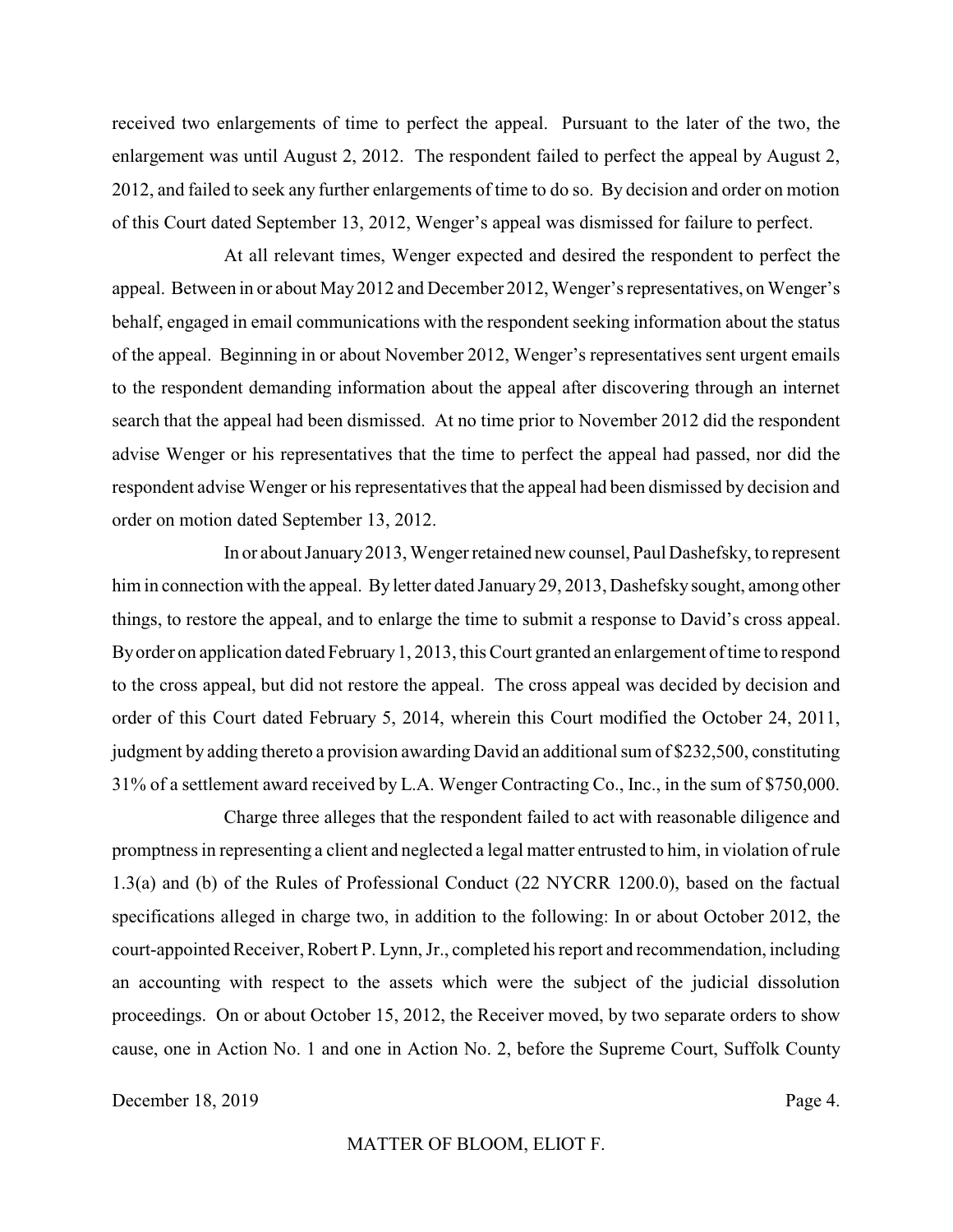received two enlargements of time to perfect the appeal. Pursuant to the later of the two, the enlargement was until August 2, 2012. The respondent failed to perfect the appeal by August 2, 2012, and failed to seek any further enlargements of time to do so. By decision and order on motion of this Court dated September 13, 2012, Wenger's appeal was dismissed for failure to perfect.

At all relevant times, Wenger expected and desired the respondent to perfect the appeal. Between in or about May 2012 and December 2012, Wenger's representatives, on Wenger's behalf, engaged in email communications with the respondent seeking information about the status of the appeal. Beginning in or about November 2012, Wenger's representatives sent urgent emails to the respondent demanding information about the appeal after discovering through an internet search that the appeal had been dismissed. At no time prior to November 2012 did the respondent advise Wenger or his representatives that the time to perfect the appeal had passed, nor did the respondent advise Wenger or his representatives that the appeal had been dismissed by decision and order on motion dated September 13, 2012.

In or about January 2013, Wenger retained new counsel, Paul Dashefsky, to represent him in connection with the appeal. By letter dated January 29, 2013, Dashefsky sought, among other things, to restore the appeal, and to enlarge the time to submit a response to David's cross appeal. By order on application dated February 1, 2013, this Court granted an enlargement of time to respond to the cross appeal, but did not restore the appeal. The cross appeal was decided by decision and order of this Court dated February 5, 2014, wherein this Court modified the October 24, 2011, judgment by adding thereto a provision awarding David an additional sum of $232,500, constituting 31% of a settlement award received by L.A. Wenger Contracting Co., Inc., in the sum of $750,000.

Charge three alleges that the respondent failed to act with reasonable diligence and promptness in representing a client and neglected a legal matter entrusted to him, in violation of rule 1.3(a) and (b) of the Rules of Professional Conduct (22 NYCRR 1200.0), based on the factual specifications alleged in charge two, in addition to the following: In or about October 2012, the court-appointed Receiver, Robert P. Lynn, Jr., completed his report and recommendation, including an accounting with respect to the assets which were the subject of the judicial dissolution proceedings. On or about October 15, 2012, the Receiver moved, by two separate orders to show cause, one in Action No. 1 and one in Action No. 2, before the Supreme Court, Suffolk County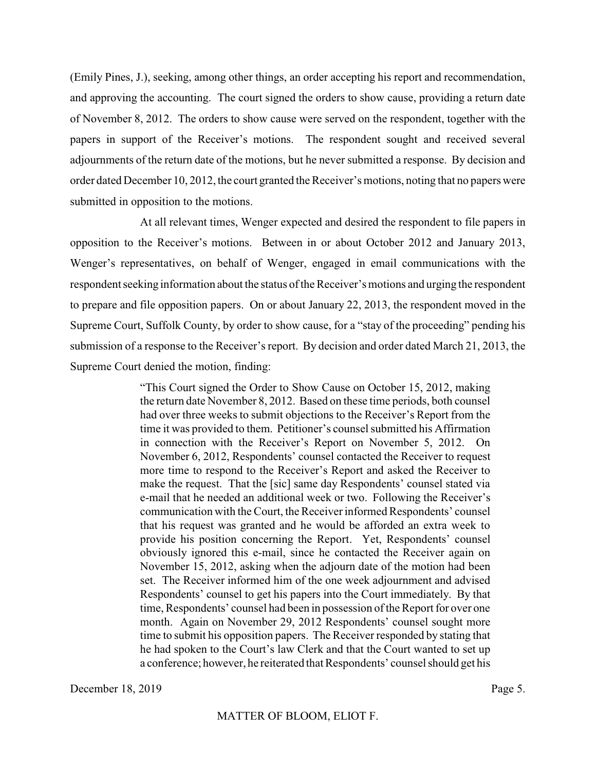(Emily Pines, J.), seeking, among other things, an order accepting his report and recommendation, and approving the accounting. The court signed the orders to show cause, providing a return date of November 8, 2012. The orders to show cause were served on the respondent, together with the papers in support of the Receiver's motions. The respondent sought and received several adjournments of the return date of the motions, but he never submitted a response. By decision and order dated December 10, 2012, the court granted the Receiver's motions, noting that no papers were submitted in opposition to the motions.

At all relevant times, Wenger expected and desired the respondent to file papers in opposition to the Receiver's motions. Between in or about October 2012 and January 2013, Wenger's representatives, on behalf of Wenger, engaged in email communications with the respondent seeking information about the status of the Receiver's motions and urging the respondent to prepare and file opposition papers. On or about January 22, 2013, the respondent moved in the Supreme Court, Suffolk County, by order to show cause, for a "stay of the proceeding" pending his submission of a response to the Receiver's report. By decision and order dated March 21, 2013, the Supreme Court denied the motion, finding:

> "This Court signed the Order to Show Cause on October 15, 2012, making the return date November 8, 2012. Based on these time periods, both counsel had over three weeks to submit objections to the Receiver's Report from the time it was provided to them. Petitioner's counsel submitted his Affirmation in connection with the Receiver's Report on November 5, 2012. On November 6, 2012, Respondents' counsel contacted the Receiver to request more time to respond to the Receiver's Report and asked the Receiver to make the request. That the [sic] same day Respondents' counsel stated via e-mail that he needed an additional week or two. Following the Receiver's communication with the Court, the Receiver informed Respondents' counsel that his request was granted and he would be afforded an extra week to provide his position concerning the Report. Yet, Respondents' counsel obviously ignored this e-mail, since he contacted the Receiver again on November 15, 2012, asking when the adjourn date of the motion had been set. The Receiver informed him of the one week adjournment and advised Respondents' counsel to get his papers into the Court immediately. By that time, Respondents' counsel had been in possession of the Report for over one month. Again on November 29, 2012 Respondents' counsel sought more time to submit his opposition papers. The Receiver responded by stating that he had spoken to the Court's law Clerk and that the Court wanted to set up a conference; however, he reiterated that Respondents' counsel should get his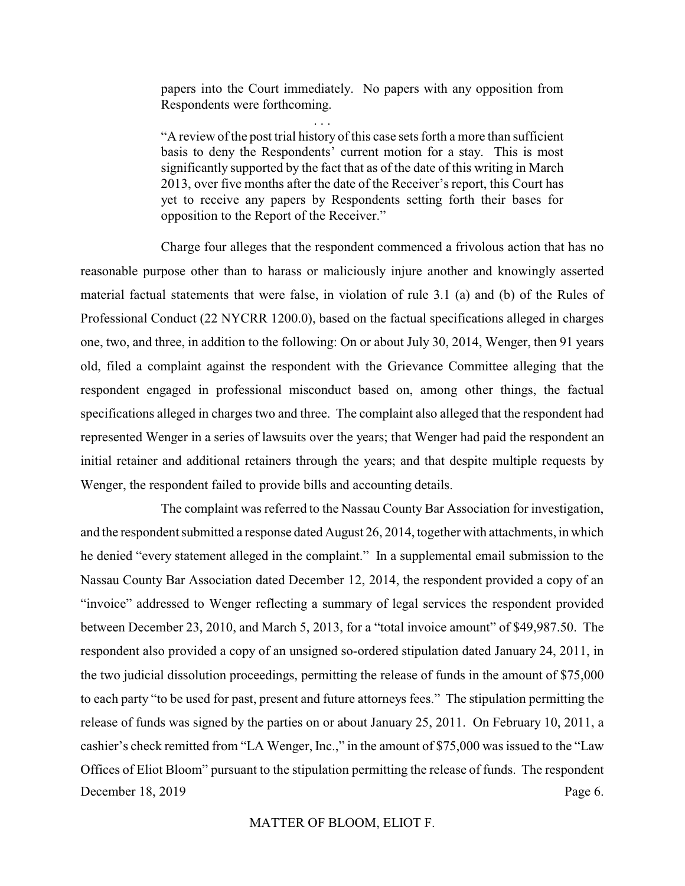papers into the Court immediately. No papers with any opposition from Respondents were forthcoming.

> . . .
>
> "A review of the post trial history of this case sets forth a more than sufficient basis to deny the Respondents' current motion for a stay. This is most significantly supported by the fact that as of the date of this writing in March 2013, over five months after the date of the Receiver's report, this Court has yet to receive any papers by Respondents setting forth their bases for opposition to the Report of the Receiver."

Charge four alleges that the respondent commenced a frivolous action that has no reasonable purpose other than to harass or maliciously injure another and knowingly asserted material factual statements that were false, in violation of rule 3.1 (a) and (b) of the Rules of Professional Conduct (22 NYCRR 1200.0), based on the factual specifications alleged in charges one, two, and three, in addition to the following: On or about July 30, 2014, Wenger, then 91 years old, filed a complaint against the respondent with the Grievance Committee alleging that the respondent engaged in professional misconduct based on, among other things, the factual specifications alleged in charges two and three. The complaint also alleged that the respondent had represented Wenger in a series of lawsuits over the years; that Wenger had paid the respondent an initial retainer and additional retainers through the years; and that despite multiple requests by Wenger, the respondent failed to provide bills and accounting details.

The complaint was referred to the Nassau County Bar Association for investigation, and the respondent submitted a response dated August 26, 2014, together with attachments, in which he denied "every statement alleged in the complaint." In a supplemental email submission to the Nassau County Bar Association dated December 12, 2014, the respondent provided a copy of an "invoice" addressed to Wenger reflecting a summary of legal services the respondent provided between December 23, 2010, and March 5, 2013, for a "total invoice amount" of $49,987.50. The respondent also provided a copy of an unsigned so-ordered stipulation dated January 24, 2011, in the two judicial dissolution proceedings, permitting the release of funds in the amount of $75,000 to each party "to be used for past, present and future attorneys fees." The stipulation permitting the release of funds was signed by the parties on or about January 25, 2011. On February 10, 2011, a cashier's check remitted from "LA Wenger, Inc.," in the amount of $75,000 was issued to the "Law Offices of Eliot Bloom" pursuant to the stipulation permitting the release of funds. The respondent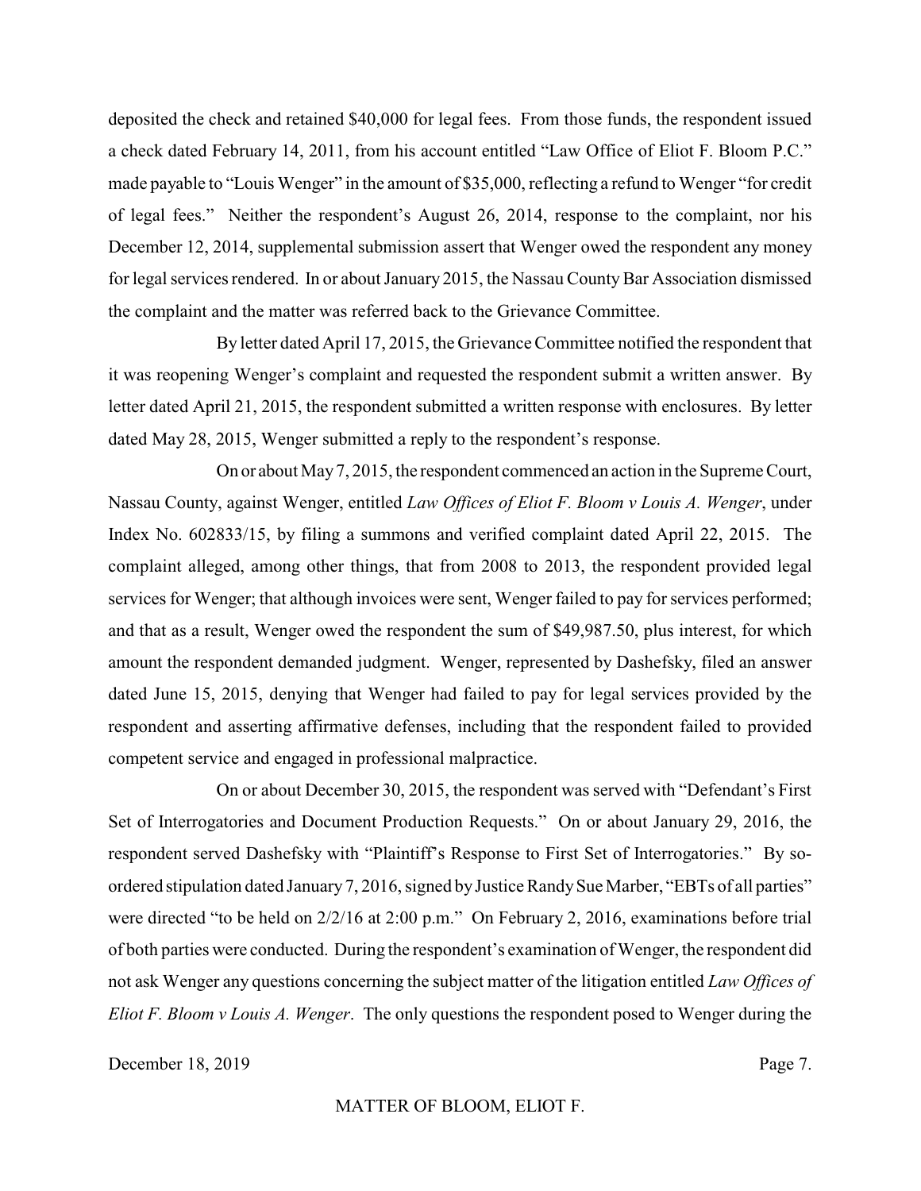deposited the check and retained $40,000 for legal fees. From those funds, the respondent issued a check dated February 14, 2011, from his account entitled "Law Office of Eliot F. Bloom P.C." made payable to "Louis Wenger" in the amount of $35,000, reflecting a refund to Wenger "for credit of legal fees." Neither the respondent's August 26, 2014, response to the complaint, nor his December 12, 2014, supplemental submission assert that Wenger owed the respondent any money for legal services rendered. In or about January 2015, the Nassau County Bar Association dismissed the complaint and the matter was referred back to the Grievance Committee.

By letter dated April 17, 2015, the Grievance Committee notified the respondent that it was reopening Wenger's complaint and requested the respondent submit a written answer. By letter dated April 21, 2015, the respondent submitted a written response with enclosures. By letter dated May 28, 2015, Wenger submitted a reply to the respondent's response.

On or about May 7, 2015, the respondent commenced an action in the Supreme Court, Nassau County, against Wenger, entitled *Law Offices of Eliot F. Bloom v Louis A. Wenger*, under Index No. 602833/15, by filing a summons and verified complaint dated April 22, 2015. The complaint alleged, among other things, that from 2008 to 2013, the respondent provided legal services for Wenger; that although invoices were sent, Wenger failed to pay for services performed; and that as a result, Wenger owed the respondent the sum of $49,987.50, plus interest, for which amount the respondent demanded judgment. Wenger, represented by Dashefsky, filed an answer dated June 15, 2015, denying that Wenger had failed to pay for legal services provided by the respondent and asserting affirmative defenses, including that the respondent failed to provided competent service and engaged in professional malpractice.

On or about December 30, 2015, the respondent was served with "Defendant's First Set of Interrogatories and Document Production Requests." On or about January 29, 2016, the respondent served Dashefsky with "Plaintiff's Response to First Set of Interrogatories." By so-ordered stipulation dated January 7, 2016, signed by Justice Randy Sue Marber, "EBTs of all parties" were directed "to be held on 2/2/16 at 2:00 p.m." On February 2, 2016, examinations before trial of both parties were conducted. During the respondent's examination of Wenger, the respondent did not ask Wenger any questions concerning the subject matter of the litigation entitled *Law Offices of Eliot F. Bloom v Louis A. Wenger*. The only questions the respondent posed to Wenger during the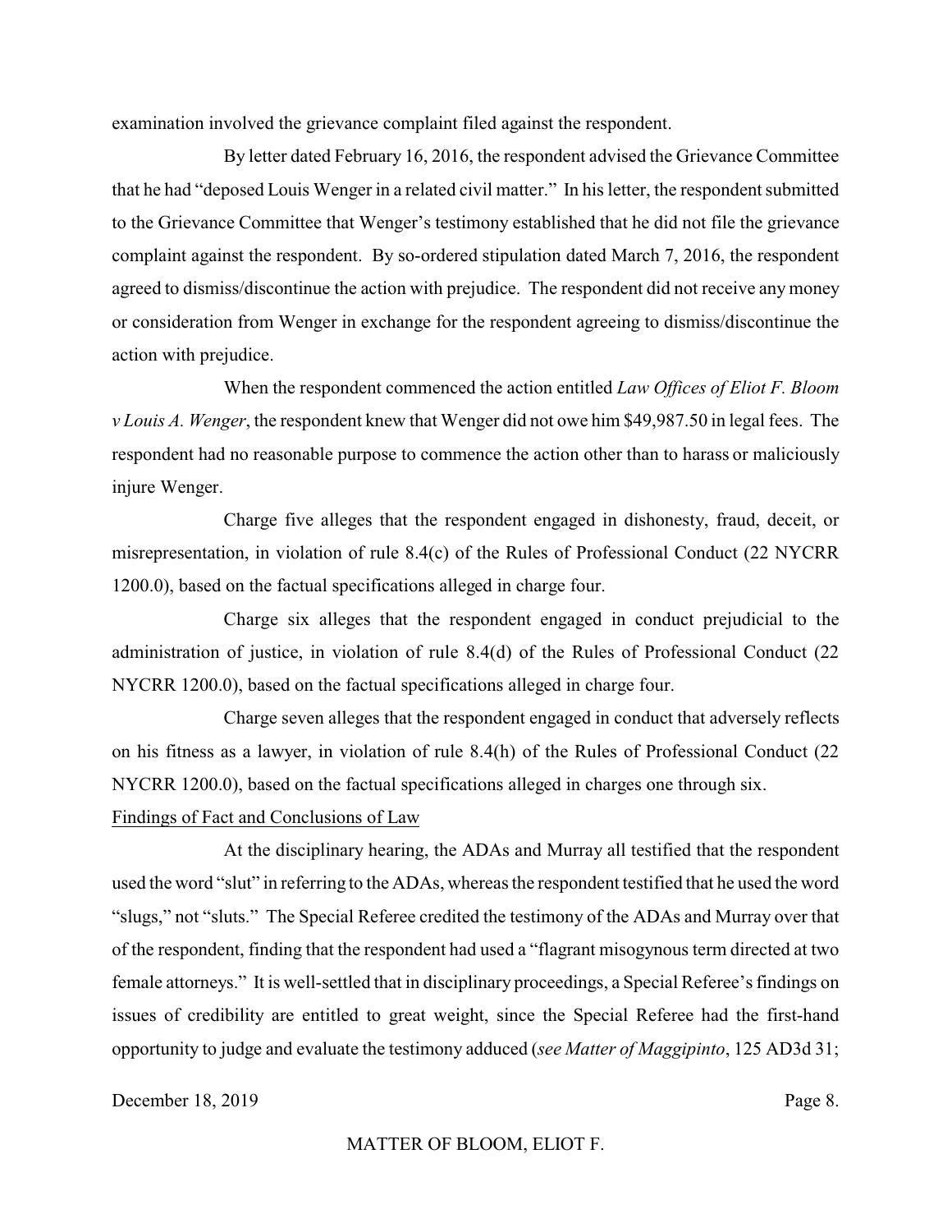examination involved the grievance complaint filed against the respondent.

By letter dated February 16, 2016, the respondent advised the Grievance Committee that he had "deposed Louis Wenger in a related civil matter." In his letter, the respondent submitted to the Grievance Committee that Wenger's testimony established that he did not file the grievance complaint against the respondent. By so-ordered stipulation dated March 7, 2016, the respondent agreed to dismiss/discontinue the action with prejudice. The respondent did not receive any money or consideration from Wenger in exchange for the respondent agreeing to dismiss/discontinue the action with prejudice.

When the respondent commenced the action entitled *Law Offices of Eliot F. Bloom v Louis A. Wenger*, the respondent knew that Wenger did not owe him $49,987.50 in legal fees. The respondent had no reasonable purpose to commence the action other than to harass or maliciously injure Wenger.

Charge five alleges that the respondent engaged in dishonesty, fraud, deceit, or misrepresentation, in violation of rule 8.4(c) of the Rules of Professional Conduct (22 NYCRR 1200.0), based on the factual specifications alleged in charge four.

Charge six alleges that the respondent engaged in conduct prejudicial to the administration of justice, in violation of rule 8.4(d) of the Rules of Professional Conduct (22 NYCRR 1200.0), based on the factual specifications alleged in charge four.

Charge seven alleges that the respondent engaged in conduct that adversely reflects on his fitness as a lawyer, in violation of rule 8.4(h) of the Rules of Professional Conduct (22 NYCRR 1200.0), based on the factual specifications alleged in charges one through six.

Findings of Fact and Conclusions of Law

At the disciplinary hearing, the ADAs and Murray all testified that the respondent used the word "slut" in referring to the ADAs, whereas the respondent testified that he used the word "slugs," not "sluts." The Special Referee credited the testimony of the ADAs and Murray over that of the respondent, finding that the respondent had used a "flagrant misogynous term directed at two female attorneys." It is well-settled that in disciplinary proceedings, a Special Referee's findings on issues of credibility are entitled to great weight, since the Special Referee had the first-hand opportunity to judge and evaluate the testimony adduced (*see Matter of Maggipinto*, 125 AD3d 31;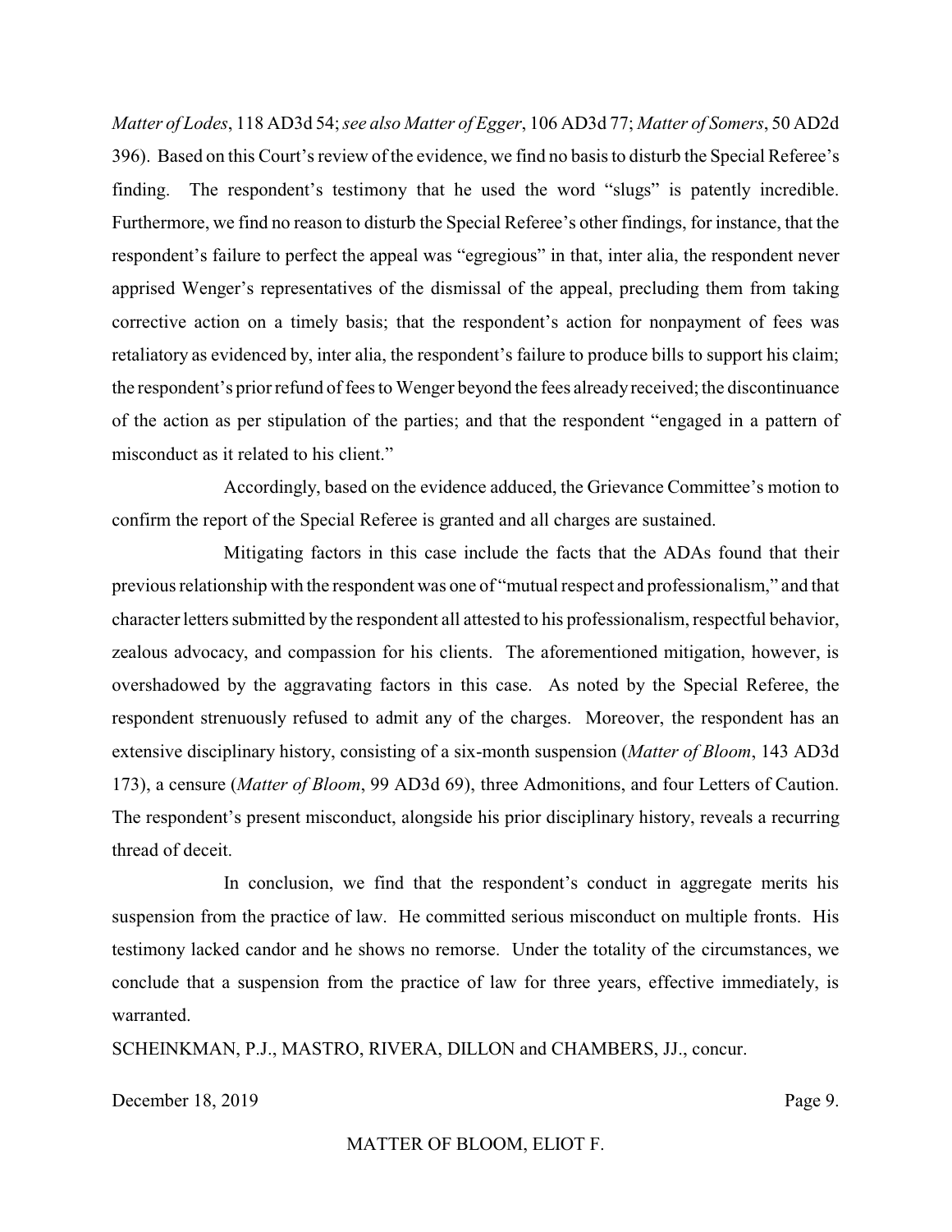*Matter of Lodes*, 118 AD3d 54; *see also Matter of Egger*, 106 AD3d 77; *Matter of Somers*, 50 AD2d 396). Based on this Court's review of the evidence, we find no basis to disturb the Special Referee's finding. The respondent's testimony that he used the word "slugs" is patently incredible. Furthermore, we find no reason to disturb the Special Referee's other findings, for instance, that the respondent's failure to perfect the appeal was "egregious" in that, inter alia, the respondent never apprised Wenger's representatives of the dismissal of the appeal, precluding them from taking corrective action on a timely basis; that the respondent's action for nonpayment of fees was retaliatory as evidenced by, inter alia, the respondent's failure to produce bills to support his claim; the respondent's prior refund of fees to Wenger beyond the fees already received; the discontinuance of the action as per stipulation of the parties; and that the respondent "engaged in a pattern of misconduct as it related to his client."

Accordingly, based on the evidence adduced, the Grievance Committee's motion to confirm the report of the Special Referee is granted and all charges are sustained.

Mitigating factors in this case include the facts that the ADAs found that their previous relationship with the respondent was one of "mutual respect and professionalism," and that character letters submitted by the respondent all attested to his professionalism, respectful behavior, zealous advocacy, and compassion for his clients. The aforementioned mitigation, however, is overshadowed by the aggravating factors in this case. As noted by the Special Referee, the respondent strenuously refused to admit any of the charges. Moreover, the respondent has an extensive disciplinary history, consisting of a six-month suspension (*Matter of Bloom*, 143 AD3d 173), a censure (*Matter of Bloom*, 99 AD3d 69), three Admonitions, and four Letters of Caution. The respondent's present misconduct, alongside his prior disciplinary history, reveals a recurring thread of deceit.

In conclusion, we find that the respondent's conduct in aggregate merits his suspension from the practice of law. He committed serious misconduct on multiple fronts. His testimony lacked candor and he shows no remorse. Under the totality of the circumstances, we conclude that a suspension from the practice of law for three years, effective immediately, is warranted.

SCHEINKMAN, P.J., MASTRO, RIVERA, DILLON and CHAMBERS, JJ., concur.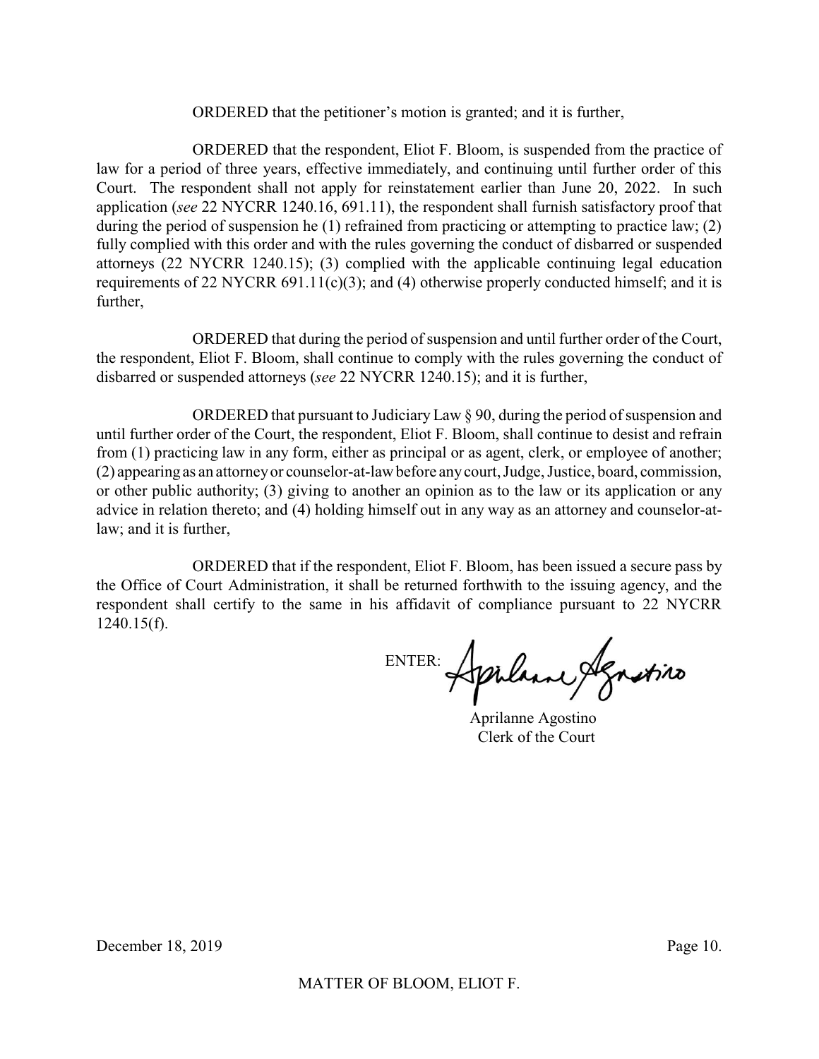ORDERED that the petitioner's motion is granted; and it is further,

ORDERED that the respondent, Eliot F. Bloom, is suspended from the practice of law for a period of three years, effective immediately, and continuing until further order of this Court. The respondent shall not apply for reinstatement earlier than June 20, 2022. In such application (*see* 22 NYCRR 1240.16, 691.11), the respondent shall furnish satisfactory proof that during the period of suspension he (1) refrained from practicing or attempting to practice law; (2) fully complied with this order and with the rules governing the conduct of disbarred or suspended attorneys (22 NYCRR 1240.15); (3) complied with the applicable continuing legal education requirements of 22 NYCRR 691.11(c)(3); and (4) otherwise properly conducted himself; and it is further,

ORDERED that during the period of suspension and until further order of the Court, the respondent, Eliot F. Bloom, shall continue to comply with the rules governing the conduct of disbarred or suspended attorneys (*see* 22 NYCRR 1240.15); and it is further,

ORDERED that pursuant to Judiciary Law § 90, during the period of suspension and until further order of the Court, the respondent, Eliot F. Bloom, shall continue to desist and refrain from (1) practicing law in any form, either as principal or as agent, clerk, or employee of another; (2) appearing as an attorney or counselor-at-law before any court, Judge, Justice, board, commission, or other public authority; (3) giving to another an opinion as to the law or its application or any advice in relation thereto; and (4) holding himself out in any way as an attorney and counselor-at-law; and it is further,

ORDERED that if the respondent, Eliot F. Bloom, has been issued a secure pass by the Office of Court Administration, it shall be returned forthwith to the issuing agency, and the respondent shall certify to the same in his affidavit of compliance pursuant to 22 NYCRR 1240.15(f).

ENTER: Aprilanne Agostino

Aprilanne Agostino
Clerk of the Court

December 18, 2019

MATTER OF BLOOM, ELIOT F.